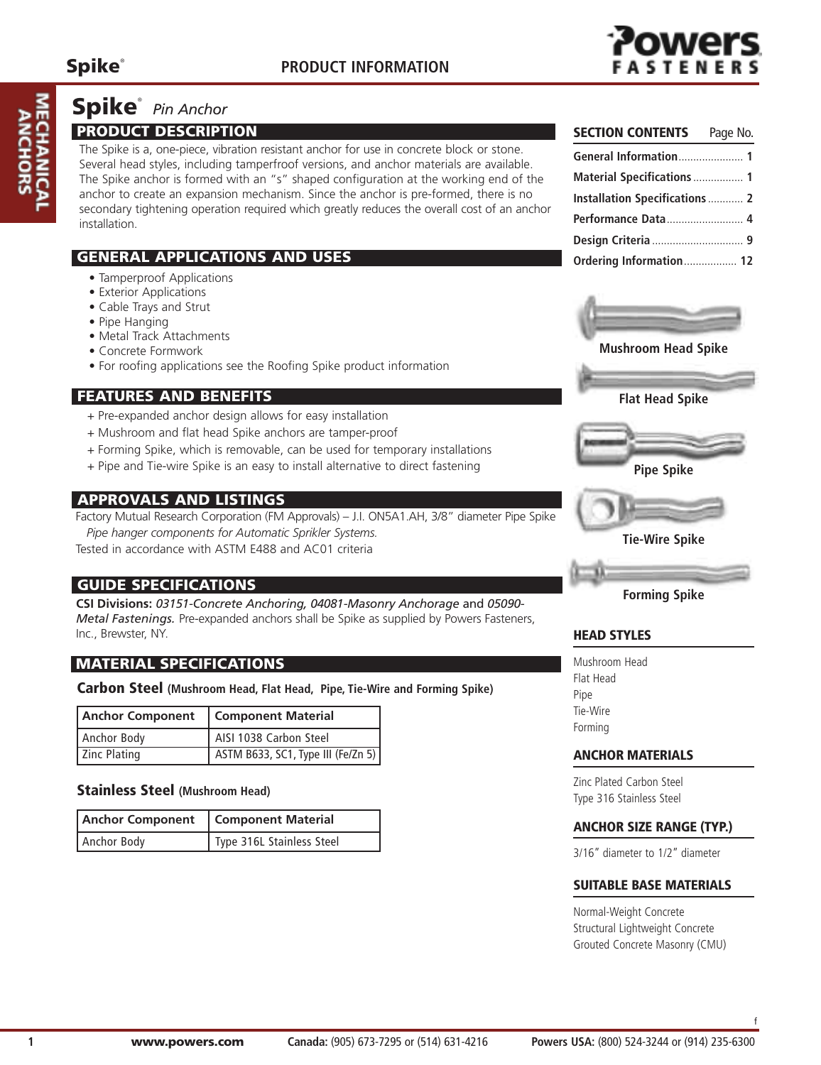# Spike® *Pin Anchor*

## PRODUCT DESCRIPTION

The Spike is a, one-piece, vibration resistant anchor for use in concrete block or stone. Several head styles, including tamperfroof versions, and anchor materials are available. The Spike anchor is formed with an "s" shaped configuration at the working end of the anchor to create an expansion mechanism. Since the anchor is pre-formed, there is no secondary tightening operation required which greatly reduces the overall cost of an anchor installation.

## GENERAL APPLICATIONS AND USES

- Tamperproof Applications
- Exterior Applications
- Cable Trays and Strut
- Pipe Hanging
- Metal Track Attachments
- Concrete Formwork
- For roofing applications see the Roofing Spike product information

## FEATURES AND BENEFITS

+ Pre-expanded anchor design allows for easy installation
+ Mushroom and flat head Spike anchors are tamper-proof
+ Forming Spike, which is removable, can be used for temporary installations
+ Pipe and Tie-wire Spike is an easy to install alternative to direct fastening

## APPROVALS AND LISTINGS

Factory Mutual Research Corporation (FM Approvals) – J.I. ON5A1.AH, 3/8" diameter Pipe Spike
*Pipe hanger components for Automatic Sprikler Systems.*
Tested in accordance with ASTM E488 and AC01 criteria

## GUIDE SPECIFICATIONS

**CSI Divisions:** *03151-Concrete Anchoring, 04081-Masonry Anchorage* and *05090-Metal Fastenings.* Pre-expanded anchors shall be Spike as supplied by Powers Fasteners, Inc., Brewster, NY.

## MATERIAL SPECIFICATIONS

### Carbon Steel (Mushroom Head, Flat Head, Pipe, Tie-Wire and Forming Spike)

| Anchor Component | Component Material |
|---|---|
| Anchor Body | AISI 1038 Carbon Steel |
| Zinc Plating | ASTM B633, SC1, Type III (Fe/Zn 5) |

### Stainless Steel (Mushroom Head)

| Anchor Component | Component Material |
|---|---|
| Anchor Body | Type 316L Stainless Steel |

## SECTION CONTENTS

| Section | Page No. |
|---|---|
| General Information | 1 |
| Material Specifications | 1 |
| Installation Specifications | 2 |
| Performance Data | 4 |
| Design Criteria | 9 |
| Ordering Information | 12 |

Mushroom Head Spike

Flat Head Spike

Pipe Spike

Tie-Wire Spike

Forming Spike

## HEAD STYLES

Mushroom Head
Flat Head
Pipe
Tie-Wire
Forming

## ANCHOR MATERIALS

Zinc Plated Carbon Steel
Type 316 Stainless Steel

## ANCHOR SIZE RANGE (TYP.)

3/16" diameter to 1/2" diameter

## SUITABLE BASE MATERIALS

Normal-Weight Concrete
Structural Lightweight Concrete
Grouted Concrete Masonry (CMU)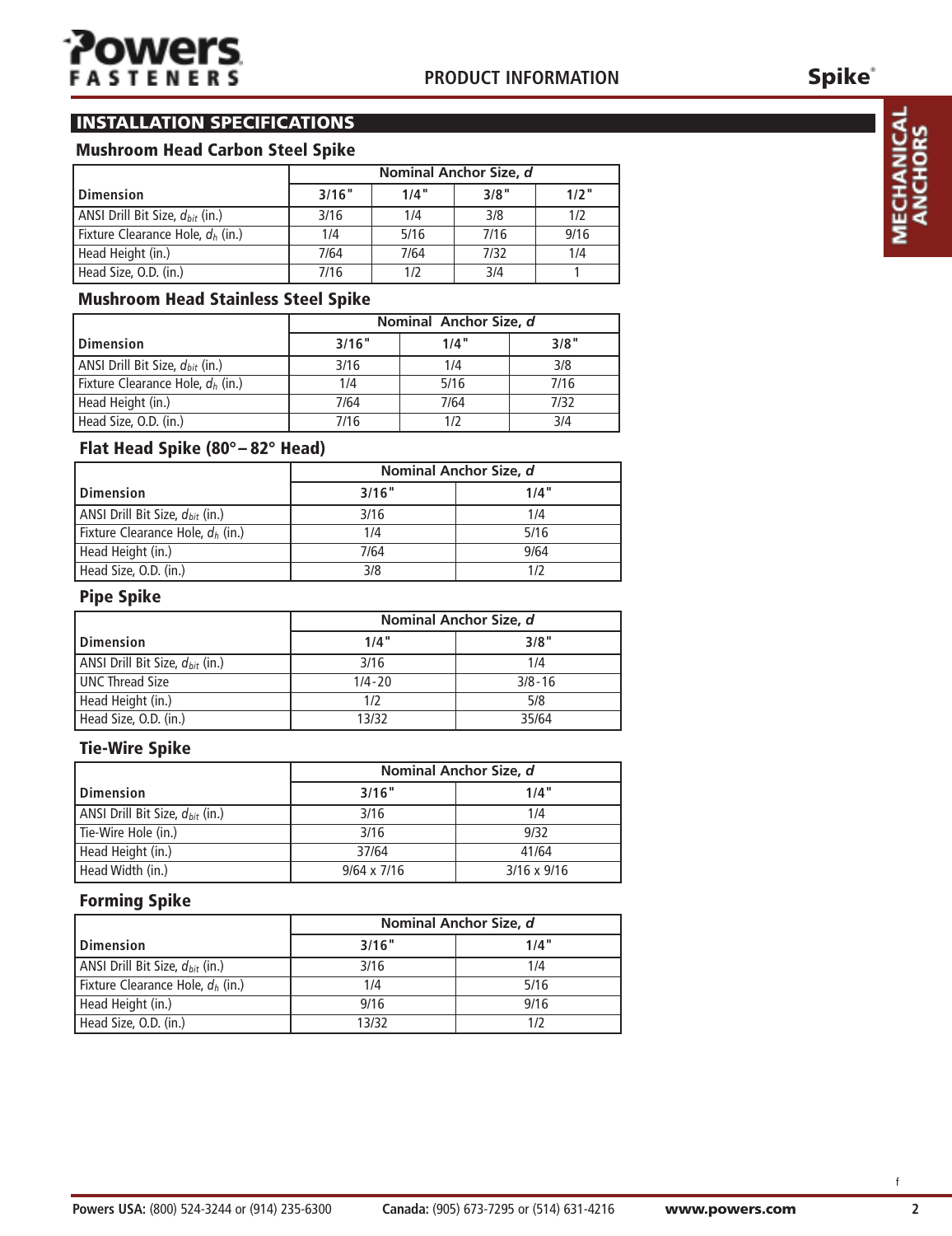## INSTALLATION SPECIFICATIONS

### Mushroom Head Carbon Steel Spike

| Dimension | Nominal Anchor Size, *d* | | | |
|---|---|---|---|---|
| | 3/16" | 1/4" | 3/8" | 1/2" |
| ANSI Drill Bit Size, $d_{bit}$ (in.) | 3/16 | 1/4 | 3/8 | 1/2 |
| Fixture Clearance Hole, $d_h$ (in.) | 1/4 | 5/16 | 7/16 | 9/16 |
| Head Height (in.) | 7/64 | 7/64 | 7/32 | 1/4 |
| Head Size, O.D. (in.) | 7/16 | 1/2 | 3/4 | 1 |

### Mushroom Head Stainless Steel Spike

| Dimension | Nominal Anchor Size, *d* | | |
|---|---|---|---|
| | 3/16" | 1/4" | 3/8" |
| ANSI Drill Bit Size, $d_{bit}$ (in.) | 3/16 | 1/4 | 3/8 |
| Fixture Clearance Hole, $d_h$ (in.) | 1/4 | 5/16 | 7/16 |
| Head Height (in.) | 7/64 | 7/64 | 7/32 |
| Head Size, O.D. (in.) | 7/16 | 1/2 | 3/4 |

### Flat Head Spike (80° – 82° Head)

| Dimension | Nominal Anchor Size, *d* | |
|---|---|---|
| | 3/16" | 1/4" |
| ANSI Drill Bit Size, $d_{bit}$ (in.) | 3/16 | 1/4 |
| Fixture Clearance Hole, $d_h$ (in.) | 1/4 | 5/16 |
| Head Height (in.) | 7/64 | 9/64 |
| Head Size, O.D. (in.) | 3/8 | 1/2 |

### Pipe Spike

| Dimension | Nominal Anchor Size, *d* | |
|---|---|---|
| | 1/4" | 3/8" |
| ANSI Drill Bit Size, $d_{bit}$ (in.) | 3/16 | 1/4 |
| UNC Thread Size | 1/4-20 | 3/8-16 |
| Head Height (in.) | 1/2 | 5/8 |
| Head Size, O.D. (in.) | 13/32 | 35/64 |

### Tie-Wire Spike

| Dimension | Nominal Anchor Size, *d* | |
|---|---|---|
| | 3/16" | 1/4" |
| ANSI Drill Bit Size, $d_{bit}$ (in.) | 3/16 | 1/4 |
| Tie-Wire Hole (in.) | 3/16 | 9/32 |
| Head Height (in.) | 37/64 | 41/64 |
| Head Width (in.) | 9/64 x 7/16 | 3/16 x 9/16 |

### Forming Spike

| Dimension | Nominal Anchor Size, *d* | |
|---|---|---|
| | 3/16" | 1/4" |
| ANSI Drill Bit Size, $d_{bit}$ (in.) | 3/16 | 1/4 |
| Fixture Clearance Hole, $d_h$ (in.) | 1/4 | 5/16 |
| Head Height (in.) | 9/16 | 9/16 |
| Head Size, O.D. (in.) | 13/32 | 1/2 |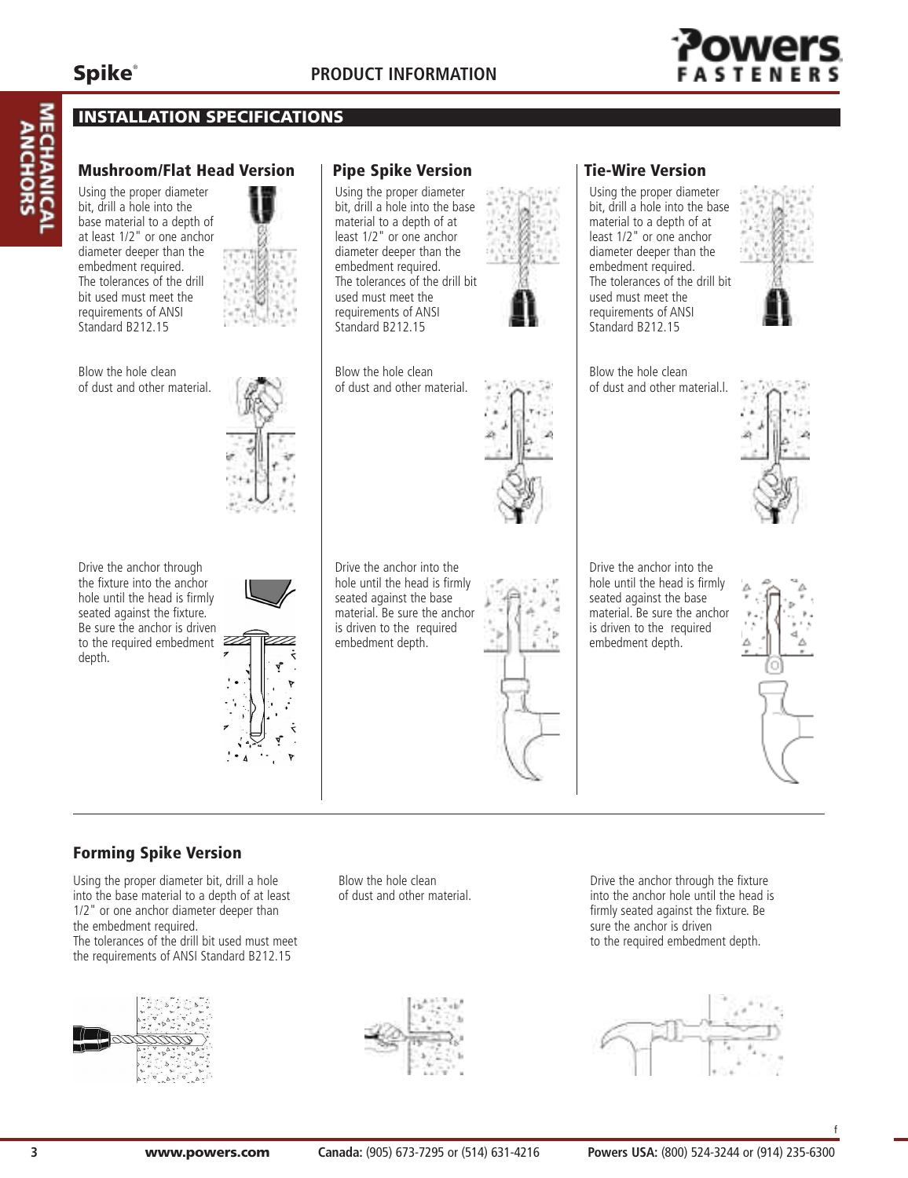## INSTALLATION SPECIFICATIONS

### Mushroom/Flat Head Version

Using the proper diameter bit, drill a hole into the base material to a depth of at least 1/2" or one anchor diameter deeper than the embedment required. The tolerances of the drill bit used must meet the requirements of ANSI Standard B212.15

Blow the hole clean of dust and other material.

Drive the anchor through the fixture into the anchor hole until the head is firmly seated against the fixture. Be sure the anchor is driven to the required embedment depth.

### Pipe Spike Version

Using the proper diameter bit, drill a hole into the base material to a depth of at least 1/2" or one anchor diameter deeper than the embedment required. The tolerances of the drill bit used must meet the requirements of ANSI Standard B212.15

Blow the hole clean of dust and other material.

Drive the anchor into the hole until the head is firmly seated against the base material. Be sure the anchor is driven to the required embedment depth.

### Tie-Wire Version

Using the proper diameter bit, drill a hole into the base material to a depth of at least 1/2" or one anchor diameter deeper than the embedment required. The tolerances of the drill bit used must meet the requirements of ANSI Standard B212.15

Blow the hole clean of dust and other material.l.

Drive the anchor into the hole until the head is firmly seated against the base material. Be sure the anchor is driven to the required embedment depth.

### Forming Spike Version

Using the proper diameter bit, drill a hole into the base material to a depth of at least 1/2" or one anchor diameter deeper than the embedment required. The tolerances of the drill bit used must meet the requirements of ANSI Standard B212.15

Blow the hole clean of dust and other material.

Drive the anchor through the fixture into the anchor hole until the head is firmly seated against the fixture. Be sure the anchor is driven to the required embedment depth.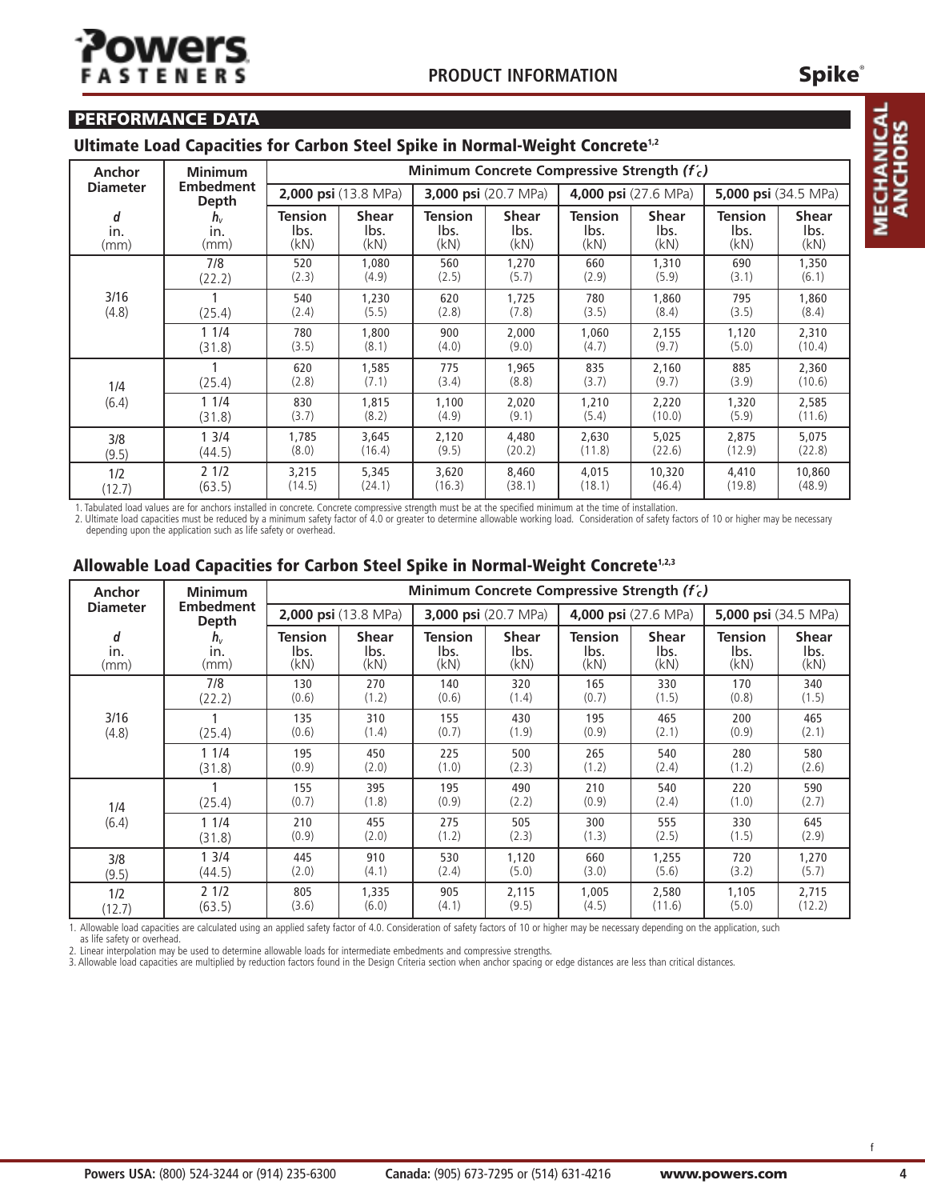## PERFORMANCE DATA

### Ultimate Load Capacities for Carbon Steel Spike in Normal-Weight Concrete[1,2]

| Anchor Diameter | Minimum Embedment Depth | Minimum Concrete Compressive Strength ($f'_c$) | | | | | | | |
|---|---|---|---|---|---|---|---|---|---|
| | | **2,000 psi** (13.8 MPa) | | **3,000 psi** (20.7 MPa) | | **4,000 psi** (27.6 MPa) | | **5,000 psi** (34.5 MPa) | |
| *d* in. (mm) | $h_v$ in. (mm) | Tension lbs. (kN) | Shear lbs. (kN) | Tension lbs. (kN) | Shear lbs. (kN) | Tension lbs. (kN) | Shear lbs. (kN) | Tension lbs. (kN) | Shear lbs. (kN) |
| 3/16 (4.8) | 7/8 (22.2) | 520 (2.3) | 1,080 (4.9) | 560 (2.5) | 1,270 (5.7) | 660 (2.9) | 1,310 (5.9) | 690 (3.1) | 1,350 (6.1) |
| | 1 (25.4) | 540 (2.4) | 1,230 (5.5) | 620 (2.8) | 1,725 (7.8) | 780 (3.5) | 1,860 (8.4) | 795 (3.5) | 1,860 (8.4) |
| | 1 1/4 (31.8) | 780 (3.5) | 1,800 (8.1) | 900 (4.0) | 2,000 (9.0) | 1,060 (4.7) | 2,155 (9.7) | 1,120 (5.0) | 2,310 (10.4) |
| 1/4 (6.4) | 1 (25.4) | 620 (2.8) | 1,585 (7.1) | 775 (3.4) | 1,965 (8.8) | 835 (3.7) | 2,160 (9.7) | 885 (3.9) | 2,360 (10.6) |
| | 1 1/4 (31.8) | 830 (3.7) | 1,815 (8.2) | 1,100 (4.9) | 2,020 (9.1) | 1,210 (5.4) | 2,220 (10.0) | 1,320 (5.9) | 2,585 (11.6) |
| 3/8 (9.5) | 1 3/4 (44.5) | 1,785 (8.0) | 3,645 (16.4) | 2,120 (9.5) | 4,480 (20.2) | 2,630 (11.8) | 5,025 (22.6) | 2,875 (12.9) | 5,075 (22.8) |
| 1/2 (12.7) | 2 1/2 (63.5) | 3,215 (14.5) | 5,345 (24.1) | 3,620 (16.3) | 8,460 (38.1) | 4,015 (18.1) | 10,320 (46.4) | 4,410 (19.8) | 10,860 (48.9) |

1. Tabulated load values are for anchors installed in concrete. Concrete compressive strength must be at the specified minimum at the time of installation.
2. Ultimate load capacities must be reduced by a minimum safety factor of 4.0 or greater to determine allowable working load. Consideration of safety factors of 10 or higher may be necessary depending upon the application such as life safety or overhead.

### Allowable Load Capacities for Carbon Steel Spike in Normal-Weight Concrete[1,2,3]

| Anchor Diameter | Minimum Embedment Depth | Minimum Concrete Compressive Strength ($f'_c$) | | | | | | | |
|---|---|---|---|---|---|---|---|---|---|
| | | **2,000 psi** (13.8 MPa) | | **3,000 psi** (20.7 MPa) | | **4,000 psi** (27.6 MPa) | | **5,000 psi** (34.5 MPa) | |
| *d* in. (mm) | $h_v$ in. (mm) | Tension lbs. (kN) | Shear lbs. (kN) | Tension lbs. (kN) | Shear lbs. (kN) | Tension lbs. (kN) | Shear lbs. (kN) | Tension lbs. (kN) | Shear lbs. (kN) |
| 3/16 (4.8) | 7/8 (22.2) | 130 (0.6) | 270 (1.2) | 140 (0.6) | 320 (1.4) | 165 (0.7) | 330 (1.5) | 170 (0.8) | 340 (1.5) |
| | 1 (25.4) | 135 (0.6) | 310 (1.4) | 155 (0.7) | 430 (1.9) | 195 (0.9) | 465 (2.1) | 200 (0.9) | 465 (2.1) |
| | 1 1/4 (31.8) | 195 (0.9) | 450 (2.0) | 225 (1.0) | 500 (2.3) | 265 (1.2) | 540 (2.4) | 280 (1.2) | 580 (2.6) |
| 1/4 (6.4) | 1 (25.4) | 155 (0.7) | 395 (1.8) | 195 (0.9) | 490 (2.2) | 210 (0.9) | 540 (2.4) | 220 (1.0) | 590 (2.7) |
| | 1 1/4 (31.8) | 210 (0.9) | 455 (2.0) | 275 (1.2) | 505 (2.3) | 300 (1.3) | 555 (2.5) | 330 (1.5) | 645 (2.9) |
| 3/8 (9.5) | 1 3/4 (44.5) | 445 (2.0) | 910 (4.1) | 530 (2.4) | 1,120 (5.0) | 660 (3.0) | 1,255 (5.6) | 720 (3.2) | 1,270 (5.7) |
| 1/2 (12.7) | 2 1/2 (63.5) | 805 (3.6) | 1,335 (6.0) | 905 (4.1) | 2,115 (9.5) | 1,005 (4.5) | 2,580 (11.6) | 1,105 (5.0) | 2,715 (12.2) |

1. Allowable load capacities are calculated using an applied safety factor of 4.0. Consideration of safety factors of 10 or higher may be necessary depending on the application, such as life safety or overhead.
2. Linear interpolation may be used to determine allowable loads for intermediate embedments and compressive strengths.
3. Allowable load capacities are multiplied by reduction factors found in the Design Criteria section when anchor spacing or edge distances are less than critical distances.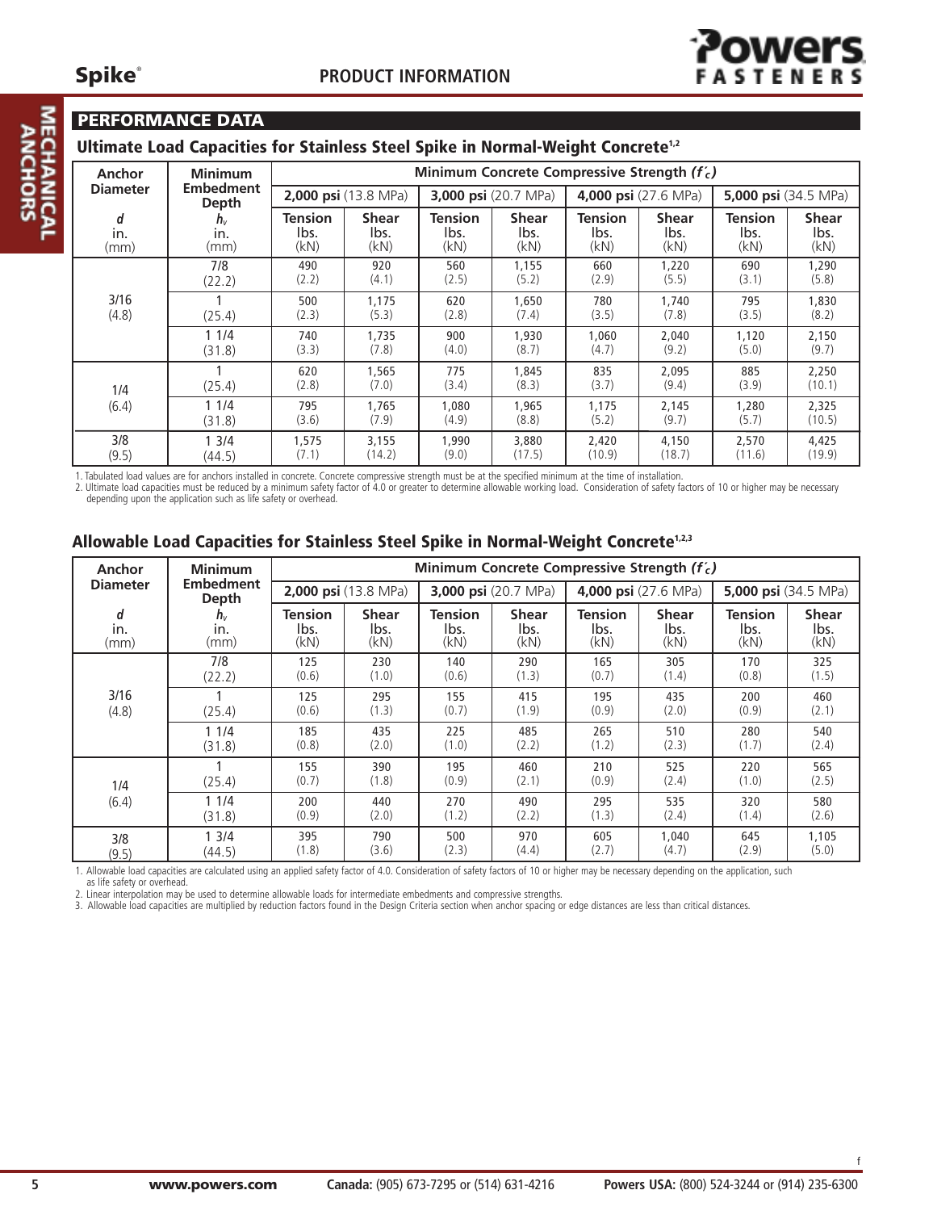## PERFORMANCE DATA

### Ultimate Load Capacities for Stainless Steel Spike in Normal-Weight Concrete[1,2]

| Anchor Diameter | Minimum Embedment Depth | Minimum Concrete Compressive Strength ($f'_c$) | | | | | | | |
|---|---|---|---|---|---|---|---|---|---|
| | | **2,000 psi** (13.8 MPa) | | **3,000 psi** (20.7 MPa) | | **4,000 psi** (27.6 MPa) | | **5,000 psi** (34.5 MPa) | |
| *d* in. (mm) | $h_v$ in. (mm) | Tension lbs. (kN) | Shear lbs. (kN) | Tension lbs. (kN) | Shear lbs. (kN) | Tension lbs. (kN) | Shear lbs. (kN) | Tension lbs. (kN) | Shear lbs. (kN) |
| 3/16 (4.8) | 7/8 (22.2) | 490 (2.2) | 920 (4.1) | 560 (2.5) | 1,155 (5.2) | 660 (2.9) | 1,220 (5.5) | 690 (3.1) | 1,290 (5.8) |
| | 1 (25.4) | 500 (2.3) | 1,175 (5.3) | 620 (2.8) | 1,650 (7.4) | 780 (3.5) | 1,740 (7.8) | 795 (3.5) | 1,830 (8.2) |
| | 1 1/4 (31.8) | 740 (3.3) | 1,735 (7.8) | 900 (4.0) | 1,930 (8.7) | 1,060 (4.7) | 2,040 (9.2) | 1,120 (5.0) | 2,150 (9.7) |
| 1/4 (6.4) | 1 (25.4) | 620 (2.8) | 1,565 (7.0) | 775 (3.4) | 1,845 (8.3) | 835 (3.7) | 2,095 (9.4) | 885 (3.9) | 2,250 (10.1) |
| | 1 1/4 (31.8) | 795 (3.6) | 1,765 (7.9) | 1,080 (4.9) | 1,965 (8.8) | 1,175 (5.2) | 2,145 (9.7) | 1,280 (5.7) | 2,325 (10.5) |
| 3/8 (9.5) | 1 3/4 (44.5) | 1,575 (7.1) | 3,155 (14.2) | 1,990 (9.0) | 3,880 (17.5) | 2,420 (10.9) | 4,150 (18.7) | 2,570 (11.6) | 4,425 (19.9) |

1. Tabulated load values are for anchors installed in concrete. Concrete compressive strength must be at the specified minimum at the time of installation.
2. Ultimate load capacities must be reduced by a minimum safety factor of 4.0 or greater to determine allowable working load. Consideration of safety factors of 10 or higher may be necessary depending upon the application such as life safety or overhead.

### Allowable Load Capacities for Stainless Steel Spike in Normal-Weight Concrete[1,2,3]

| Anchor Diameter | Minimum Embedment Depth | Minimum Concrete Compressive Strength ($f'_c$) | | | | | | | |
|---|---|---|---|---|---|---|---|---|---|
| | | **2,000 psi** (13.8 MPa) | | **3,000 psi** (20.7 MPa) | | **4,000 psi** (27.6 MPa) | | **5,000 psi** (34.5 MPa) | |
| *d* in. (mm) | $h_v$ in. (mm) | Tension lbs. (kN) | Shear lbs. (kN) | Tension lbs. (kN) | Shear lbs. (kN) | Tension lbs. (kN) | Shear lbs. (kN) | Tension lbs. (kN) | Shear lbs. (kN) |
| 3/16 (4.8) | 7/8 (22.2) | 125 (0.6) | 230 (1.0) | 140 (0.6) | 290 (1.3) | 165 (0.7) | 305 (1.4) | 170 (0.8) | 325 (1.5) |
| | 1 (25.4) | 125 (0.6) | 295 (1.3) | 155 (0.7) | 415 (1.9) | 195 (0.9) | 435 (2.0) | 200 (0.9) | 460 (2.1) |
| | 1 1/4 (31.8) | 185 (0.8) | 435 (2.0) | 225 (1.0) | 485 (2.2) | 265 (1.2) | 510 (2.3) | 280 (1.7) | 540 (2.4) |
| 1/4 (6.4) | 1 (25.4) | 155 (0.7) | 390 (1.8) | 195 (0.9) | 460 (2.1) | 210 (0.9) | 525 (2.4) | 220 (1.0) | 565 (2.5) |
| | 1 1/4 (31.8) | 200 (0.9) | 440 (2.0) | 270 (1.2) | 490 (2.2) | 295 (1.3) | 535 (2.4) | 320 (1.4) | 580 (2.6) |
| 3/8 (9.5) | 1 3/4 (44.5) | 395 (1.8) | 790 (3.6) | 500 (2.3) | 970 (4.4) | 605 (2.7) | 1,040 (4.7) | 645 (2.9) | 1,105 (5.0) |

1. Allowable load capacities are calculated using an applied safety factor of 4.0. Consideration of safety factors of 10 or higher may be necessary depending on the application, such as life safety or overhead.
2. Linear interpolation may be used to determine allowable loads for intermediate embedments and compressive strengths.
3. Allowable load capacities are multiplied by reduction factors found in the Design Criteria section when anchor spacing or edge distances are less than critical distances.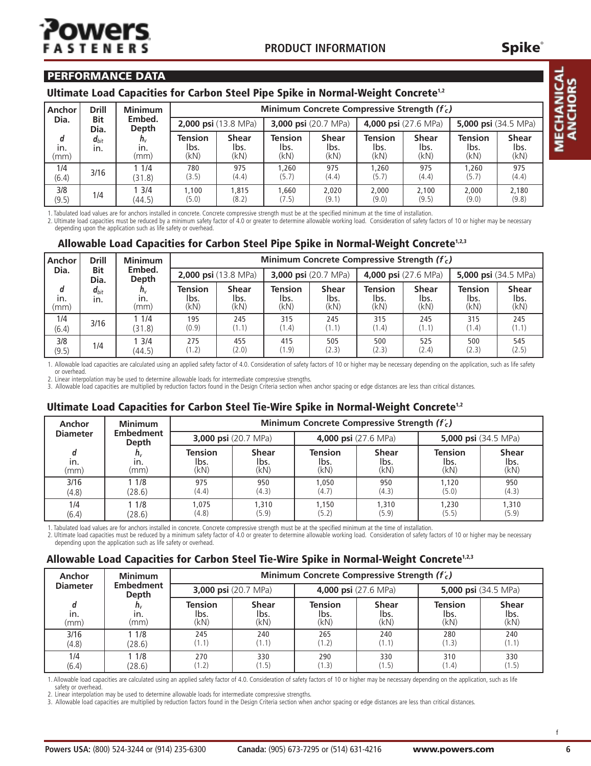## PERFORMANCE DATA

### Ultimate Load Capacities for Carbon Steel Pipe Spike in Normal-Weight Concrete[1,2]

| Anchor Dia. | Drill Bit Dia. | Minimum Embed. Depth | Minimum Concrete Compressive Strength ($f'_c$) | | | | | | | |
|---|---|---|---|---|---|---|---|---|---|---|
| | | | **2,000 psi** (13.8 MPa) | | **3,000 psi** (20.7 MPa) | | **4,000 psi** (27.6 MPa) | | **5,000 psi** (34.5 MPa) | |
| $d$ in. (mm) | $d_{bit}$ in. | $h_v$ in. (mm) | Tension lbs. (kN) | Shear lbs. (kN) | Tension lbs. (kN) | Shear lbs. (kN) | Tension lbs. (kN) | Shear lbs. (kN) | Tension lbs. (kN) | Shear lbs. (kN) |
| 1/4 (6.4) | 3/16 | 1 1/4 (31.8) | 780 (3.5) | 975 (4.4) | 1,260 (5.7) | 975 (4.4) | 1,260 (5.7) | 975 (4.4) | 1,260 (5.7) | 975 (4.4) |
| 3/8 (9.5) | 1/4 | 1 3/4 (44.5) | 1,100 (5.0) | 1,815 (8.2) | 1,660 (7.5) | 2,020 (9.1) | 2,000 (9.0) | 2,100 (9.5) | 2,000 (9.0) | 2,180 (9.8) |

1. Tabulated load values are for anchors installed in concrete. Concrete compressive strength must be at the specified minimum at the time of installation.
2. Ultimate load capacities must be reduced by a minimum safety factor of 4.0 or greater to determine allowable working load. Consideration of safety factors of 10 or higher may be necessary depending upon the application such as life safety or overhead.

### Allowable Load Capacities for Carbon Steel Pipe Spike in Normal-Weight Concrete[1,2,3]

| Anchor Dia. | Drill Bit Dia. | Minimum Embed. Depth | Minimum Concrete Compressive Strength ($f'_c$) | | | | | | | |
|---|---|---|---|---|---|---|---|---|---|---|
| | | | **2,000 psi** (13.8 MPa) | | **3,000 psi** (20.7 MPa) | | **4,000 psi** (27.6 MPa) | | **5,000 psi** (34.5 MPa) | |
| $d$ in. (mm) | $d_{bit}$ in. | $h_v$ in. (mm) | Tension lbs. (kN) | Shear lbs. (kN) | Tension lbs. (kN) | Shear lbs. (kN) | Tension lbs. (kN) | Shear lbs. (kN) | Tension lbs. (kN) | Shear lbs. (kN) |
| 1/4 (6.4) | 3/16 | 1 1/4 (31.8) | 195 (0.9) | 245 (1.1) | 315 (1.4) | 245 (1.1) | 315 (1.4) | 245 (1.1) | 315 (1.4) | 245 (1.1) |
| 3/8 (9.5) | 1/4 | 1 3/4 (44.5) | 275 (1.2) | 455 (2.0) | 415 (1.9) | 505 (2.3) | 500 (2.3) | 525 (2.4) | 500 (2.3) | 545 (2.5) |

1. Allowable load capacities are calculated using an applied safety factor of 4.0. Consideration of safety factors of 10 or higher may be necessary depending on the application, such as life safety or overhead.
2. Linear interpolation may be used to determine allowable loads for intermediate compressive strengths.
3. Allowable load capacities are multiplied by reduction factors found in the Design Criteria section when anchor spacing or edge distances are less than critical distances.

### Ultimate Load Capacities for Carbon Steel Tie-Wire Spike in Normal-Weight Concrete[1,2]

| Anchor Diameter | Minimum Embedment Depth | Minimum Concrete Compressive Strength ($f'_c$) | | | | | |
|---|---|---|---|---|---|---|---|
| | | **3,000 psi** (20.7 MPa) | | **4,000 psi** (27.6 MPa) | | **5,000 psi** (34.5 MPa) | |
| $d$ in. (mm) | $h_v$ in. (mm) | Tension lbs. (kN) | Shear lbs. (kN) | Tension lbs. (kN) | Shear lbs. (kN) | Tension lbs. (kN) | Shear lbs. (kN) |
| 3/16 (4.8) | 1 1/8 (28.6) | 975 (4.4) | 950 (4.3) | 1,050 (4.7) | 950 (4.3) | 1,120 (5.0) | 950 (4.3) |
| 1/4 (6.4) | 1 1/8 (28.6) | 1,075 (4.8) | 1,310 (5.9) | 1,150 (5.2) | 1,310 (5.9) | 1,230 (5.5) | 1,310 (5.9) |

1. Tabulated load values are for anchors installed in concrete. Concrete compressive strength must be at the specified minimum at the time of installation.
2. Ultimate load capacities must be reduced by a minimum safety factor of 4.0 or greater to determine allowable working load. Consideration of safety factors of 10 or higher may be necessary depending upon the application such as life safety or overhead.

### Allowable Load Capacities for Carbon Steel Tie-Wire Spike in Normal-Weight Concrete[1,2,3]

| Anchor Diameter | Minimum Embedment Depth | Minimum Concrete Compressive Strength ($f'_c$) | | | | | |
|---|---|---|---|---|---|---|---|
| | | **3,000 psi** (20.7 MPa) | | **4,000 psi** (27.6 MPa) | | **5,000 psi** (34.5 MPa) | |
| $d$ in. (mm) | $h_v$ in. (mm) | Tension lbs. (kN) | Shear lbs. (kN) | Tension lbs. (kN) | Shear lbs. (kN) | Tension lbs. (kN) | Shear lbs. (kN) |
| 3/16 (4.8) | 1 1/8 (28.6) | 245 (1.1) | 240 (1.1) | 265 (1.2) | 240 (1.1) | 280 (1.3) | 240 (1.1) |
| 1/4 (6.4) | 1 1/8 (28.6) | 270 (1.2) | 330 (1.5) | 290 (1.3) | 330 (1.5) | 310 (1.4) | 330 (1.5) |

1. Allowable load capacities are calculated using an applied safety factor of 4.0. Consideration of safety factors of 10 or higher may be necessary depending on the application, such as life safety or overhead.
2. Linear interpolation may be used to determine allowable loads for intermediate compressive strengths.
3. Allowable load capacities are multiplied by reduction factors found in the Design Criteria section when anchor spacing or edge distances are less than critical distances.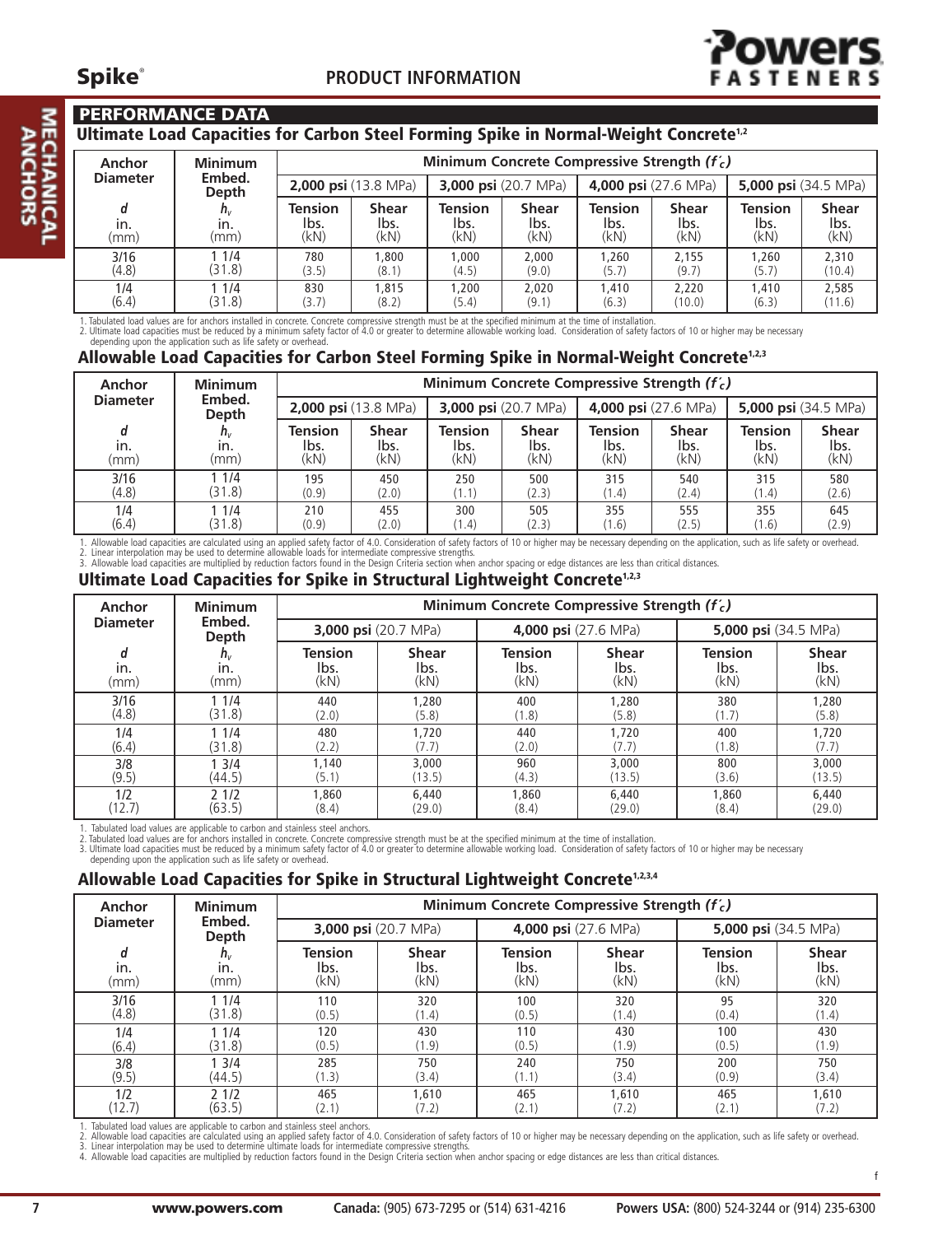## PERFORMANCE DATA

### Ultimate Load Capacities for Carbon Steel Forming Spike in Normal-Weight Concrete[1,2]

| Anchor Diameter | Minimum Embed. Depth | Minimum Concrete Compressive Strength ($f'_c$) | | | | | | | |
|---|---|---|---|---|---|---|---|---|---|
| | | 2,000 psi (13.8 MPa) | | 3,000 psi (20.7 MPa) | | 4,000 psi (27.6 MPa) | | 5,000 psi (34.5 MPa) | |
| $d$ in. (mm) | $h_v$ in. (mm) | Tension lbs. (kN) | Shear lbs. (kN) | Tension lbs. (kN) | Shear lbs. (kN) | Tension lbs. (kN) | Shear lbs. (kN) | Tension lbs. (kN) | Shear lbs. (kN) |
| 3/16 (4.8) | 1 1/4 (31.8) | 780 (3.5) | 1,800 (8.1) | 1,000 (4.5) | 2,000 (9.0) | 1,260 (5.7) | 2,155 (9.7) | 1,260 (5.7) | 2,310 (10.4) |
| 1/4 (6.4) | 1 1/4 (31.8) | 830 (3.7) | 1,815 (8.2) | 1,200 (5.4) | 2,020 (9.1) | 1,410 (6.3) | 2,220 (10.0) | 1,410 (6.3) | 2,585 (11.6) |

1. Tabulated load values are for anchors installed in concrete. Concrete compressive strength must be at the specified minimum at the time of installation.
2. Ultimate load capacities must be reduced by a minimum safety factor of 4.0 or greater to determine allowable working load. Consideration of safety factors of 10 or higher may be necessary depending upon the application such as life safety or overhead.

### Allowable Load Capacities for Carbon Steel Forming Spike in Normal-Weight Concrete[1,2,3]

| Anchor Diameter | Minimum Embed. Depth | Minimum Concrete Compressive Strength ($f'_c$) | | | | | | | |
|---|---|---|---|---|---|---|---|---|---|
| | | 2,000 psi (13.8 MPa) | | 3,000 psi (20.7 MPa) | | 4,000 psi (27.6 MPa) | | 5,000 psi (34.5 MPa) | |
| $d$ in. (mm) | $h_v$ in. (mm) | Tension lbs. (kN) | Shear lbs. (kN) | Tension lbs. (kN) | Shear lbs. (kN) | Tension lbs. (kN) | Shear lbs. (kN) | Tension lbs. (kN) | Shear lbs. (kN) |
| 3/16 (4.8) | 1 1/4 (31.8) | 195 (0.9) | 450 (2.0) | 250 (1.1) | 500 (2.3) | 315 (1.4) | 540 (2.4) | 315 (1.4) | 580 (2.6) |
| 1/4 (6.4) | 1 1/4 (31.8) | 210 (0.9) | 455 (2.0) | 300 (1.4) | 505 (2.3) | 355 (1.6) | 555 (2.5) | 355 (1.6) | 645 (2.9) |

1. Allowable load capacities are calculated using an applied safety factor of 4.0. Consideration of safety factors of 10 or higher may be necessary depending on the application, such as life safety or overhead.
2. Linear interpolation may be used to determine allowable loads for intermediate compressive strengths.
3. Allowable load capacities are multiplied by reduction factors found in the Design Criteria section when anchor spacing or edge distances are less than critical distances.

### Ultimate Load Capacities for Spike in Structural Lightweight Concrete[1,2,3]

| Anchor Diameter | Minimum Embed. Depth | Minimum Concrete Compressive Strength ($f'_c$) | | | | | |
|---|---|---|---|---|---|---|---|
| | | 3,000 psi (20.7 MPa) | | 4,000 psi (27.6 MPa) | | 5,000 psi (34.5 MPa) | |
| $d$ in. (mm) | $h_v$ in. (mm) | Tension lbs. (kN) | Shear lbs. (kN) | Tension lbs. (kN) | Shear lbs. (kN) | Tension lbs. (kN) | Shear lbs. (kN) |
| 3/16 (4.8) | 1 1/4 (31.8) | 440 (2.0) | 1,280 (5.8) | 400 (1.8) | 1,280 (5.8) | 380 (1.7) | 1,280 (5.8) |
| 1/4 (6.4) | 1 1/4 (31.8) | 480 (2.2) | 1,720 (7.7) | 440 (2.0) | 1,720 (7.7) | 400 (1.8) | 1,720 (7.7) |
| 3/8 (9.5) | 1 3/4 (44.5) | 1,140 (5.1) | 3,000 (13.5) | 960 (4.3) | 3,000 (13.5) | 800 (3.6) | 3,000 (13.5) |
| 1/2 (12.7) | 2 1/2 (63.5) | 1,860 (8.4) | 6,440 (29.0) | 1,860 (8.4) | 6,440 (29.0) | 1,860 (8.4) | 6,440 (29.0) |

1. Tabulated load values are applicable to carbon and stainless steel anchors.
2. Tabulated load values are for anchors installed in concrete. Concrete compressive strength must be at the specified minimum at the time of installation.
3. Ultimate load capacities must be reduced by a minimum safety factor of 4.0 or greater to determine allowable working load. Consideration of safety factors of 10 or higher may be necessary depending upon the application such as life safety or overhead.

### Allowable Load Capacities for Spike in Structural Lightweight Concrete[1,2,3,4]

| Anchor Diameter | Minimum Embed. Depth | Minimum Concrete Compressive Strength ($f'_c$) | | | | | |
|---|---|---|---|---|---|---|---|
| | | 3,000 psi (20.7 MPa) | | 4,000 psi (27.6 MPa) | | 5,000 psi (34.5 MPa) | |
| $d$ in. (mm) | $h_v$ in. (mm) | Tension lbs. (kN) | Shear lbs. (kN) | Tension lbs. (kN) | Shear lbs. (kN) | Tension lbs. (kN) | Shear lbs. (kN) |
| 3/16 (4.8) | 1 1/4 (31.8) | 110 (0.5) | 320 (1.4) | 100 (0.5) | 320 (1.4) | 95 (0.4) | 320 (1.4) |
| 1/4 (6.4) | 1 1/4 (31.8) | 120 (0.5) | 430 (1.9) | 110 (0.5) | 430 (1.9) | 100 (0.5) | 430 (1.9) |
| 3/8 (9.5) | 1 3/4 (44.5) | 285 (1.3) | 750 (3.4) | 240 (1.1) | 750 (3.4) | 200 (0.9) | 750 (3.4) |
| 1/2 (12.7) | 2 1/2 (63.5) | 465 (2.1) | 1,610 (7.2) | 465 (2.1) | 1,610 (7.2) | 465 (2.1) | 1,610 (7.2) |

1. Tabulated load values are applicable to carbon and stainless steel anchors.
2. Allowable load capacities are calculated using an applied safety factor of 4.0. Consideration of safety factors of 10 or higher may be necessary depending on the application, such as life safety or overhead.
3. Linear interpolation may be used to determine ultimate loads for intermediate compressive strengths.
4. Allowable load capacities are multiplied by reduction factors found in the Design Criteria section when anchor spacing or edge distances are less than critical distances.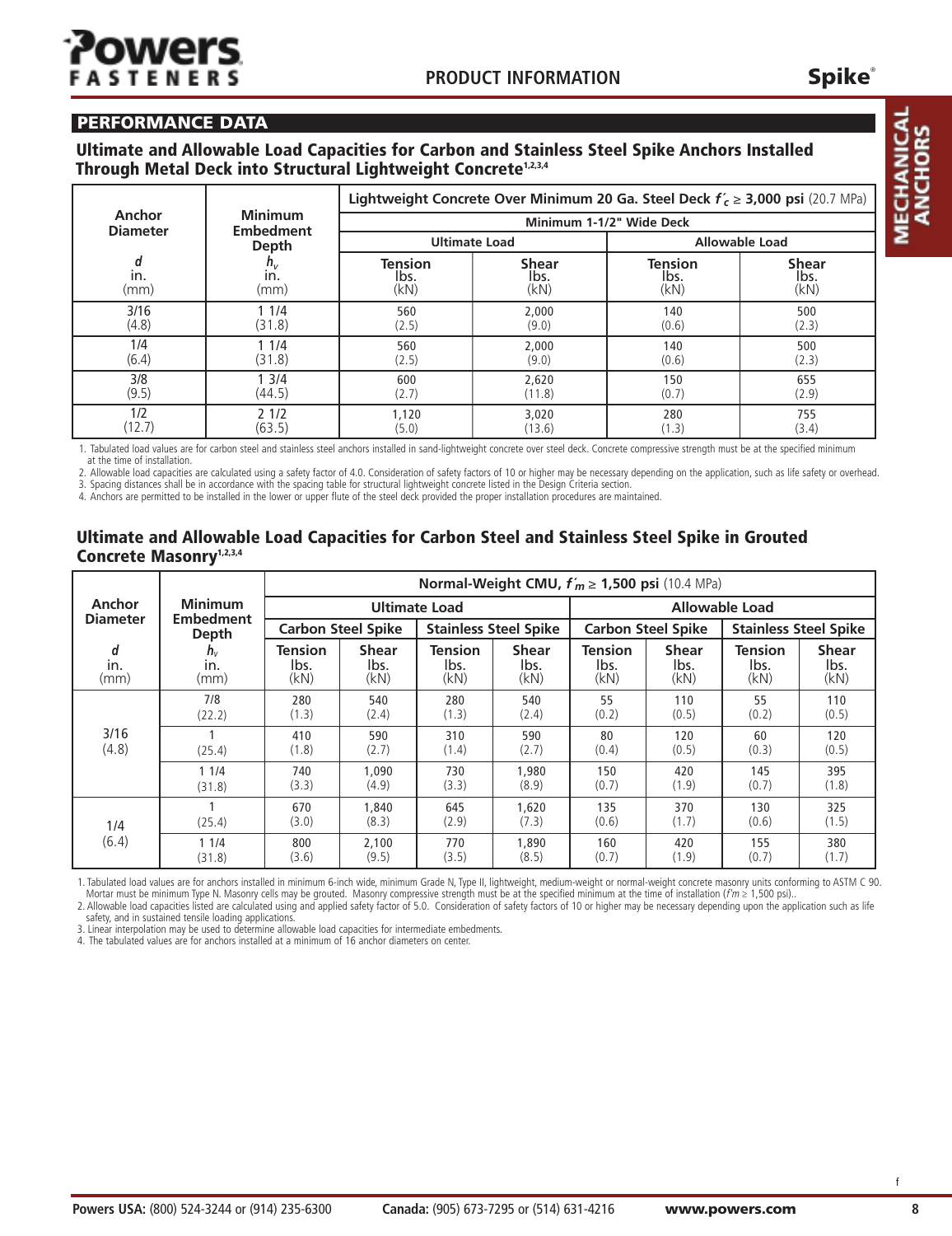## PERFORMANCE DATA

### Ultimate and Allowable Load Capacities for Carbon and Stainless Steel Spike Anchors Installed Through Metal Deck into Structural Lightweight Concrete[1,2,3,4]

| Anchor Diameter | Minimum Embedment Depth | Lightweight Concrete Over Minimum 20 Ga. Steel Deck $f'_c \geq$ 3,000 psi (20.7 MPa) | | | |
|---|---|---|---|---|---|
| | | Minimum 1-1/2" Wide Deck | | | |
| | | Ultimate Load | | Allowable Load | |
| $d$ in. (mm) | $h_v$ in. (mm) | Tension lbs. (kN) | Shear lbs. (kN) | Tension lbs. (kN) | Shear lbs. (kN) |
| 3/16 (4.8) | 1 1/4 (31.8) | 560 (2.5) | 2,000 (9.0) | 140 (0.6) | 500 (2.3) |
| 1/4 (6.4) | 1 1/4 (31.8) | 560 (2.5) | 2,000 (9.0) | 140 (0.6) | 500 (2.3) |
| 3/8 (9.5) | 1 3/4 (44.5) | 600 (2.7) | 2,620 (11.8) | 150 (0.7) | 655 (2.9) |
| 1/2 (12.7) | 2 1/2 (63.5) | 1,120 (5.0) | 3,020 (13.6) | 280 (1.3) | 755 (3.4) |

1. Tabulated load values are for carbon steel and stainless steel anchors installed in sand-lightweight concrete over steel deck. Concrete compressive strength must be at the specified minimum at the time of installation.
2. Allowable load capacities are calculated using a safety factor of 4.0. Consideration of safety factors of 10 or higher may be necessary depending on the application, such as life safety or overhead.
3. Spacing distances shall be in accordance with the spacing table for structural lightweight concrete listed in the Design Criteria section.
4. Anchors are permitted to be installed in the lower or upper flute of the steel deck provided the proper installation procedures are maintained.

### Ultimate and Allowable Load Capacities for Carbon Steel and Stainless Steel Spike in Grouted Concrete Masonry[1,2,3,4]

| Anchor Diameter | Minimum Embedment Depth | Normal-Weight CMU, $f'_m \geq$ 1,500 psi (10.4 MPa) | | | | | | | |
|---|---|---|---|---|---|---|---|---|---|
| | | Ultimate Load | | | | Allowable Load | | | |
| | | Carbon Steel Spike | | Stainless Steel Spike | | Carbon Steel Spike | | Stainless Steel Spike | |
| $d$ in. (mm) | $h_v$ in. (mm) | Tension lbs. (kN) | Shear lbs. (kN) | Tension lbs. (kN) | Shear lbs. (kN) | Tension lbs. (kN) | Shear lbs. (kN) | Tension lbs. (kN) | Shear lbs. (kN) |
| 3/16 (4.8) | 7/8 (22.2) | 280 (1.3) | 540 (2.4) | 280 (1.3) | 540 (2.4) | 55 (0.2) | 110 (0.5) | 55 (0.2) | 110 (0.5) |
| | 1 (25.4) | 410 (1.8) | 590 (2.7) | 310 (1.4) | 590 (2.7) | 80 (0.4) | 120 (0.5) | 60 (0.3) | 120 (0.5) |
| | 1 1/4 (31.8) | 740 (3.3) | 1,090 (4.9) | 730 (3.3) | 1,980 (8.9) | 150 (0.7) | 420 (1.9) | 145 (0.7) | 395 (1.8) |
| 1/4 (6.4) | 1 (25.4) | 670 (3.0) | 1,840 (8.3) | 645 (2.9) | 1,620 (7.3) | 135 (0.6) | 370 (1.7) | 130 (0.6) | 325 (1.5) |
| | 1 1/4 (31.8) | 800 (3.6) | 2,100 (9.5) | 770 (3.5) | 1,890 (8.5) | 160 (0.7) | 420 (1.9) | 155 (0.7) | 380 (1.7) |

1. Tabulated load values are for anchors installed in minimum 6-inch wide, minimum Grade N, Type II, lightweight, medium-weight or normal-weight concrete masonry units conforming to ASTM C 90. Mortar must be minimum Type N. Masonry cells may be grouted. Masonry compressive strength must be at the specified minimum at the time of installation ($f'm \geq$ 1,500 psi)..
2. Allowable load capacities listed are calculated using and applied safety factor of 5.0. Consideration of safety factors of 10 or higher may be necessary depending upon the application such as life safety, and in sustained tensile loading applications.
3. Linear interpolation may be used to determine allowable load capacities for intermediate embedments.
4. The tabulated values are for anchors installed at a minimum of 16 anchor diameters on center.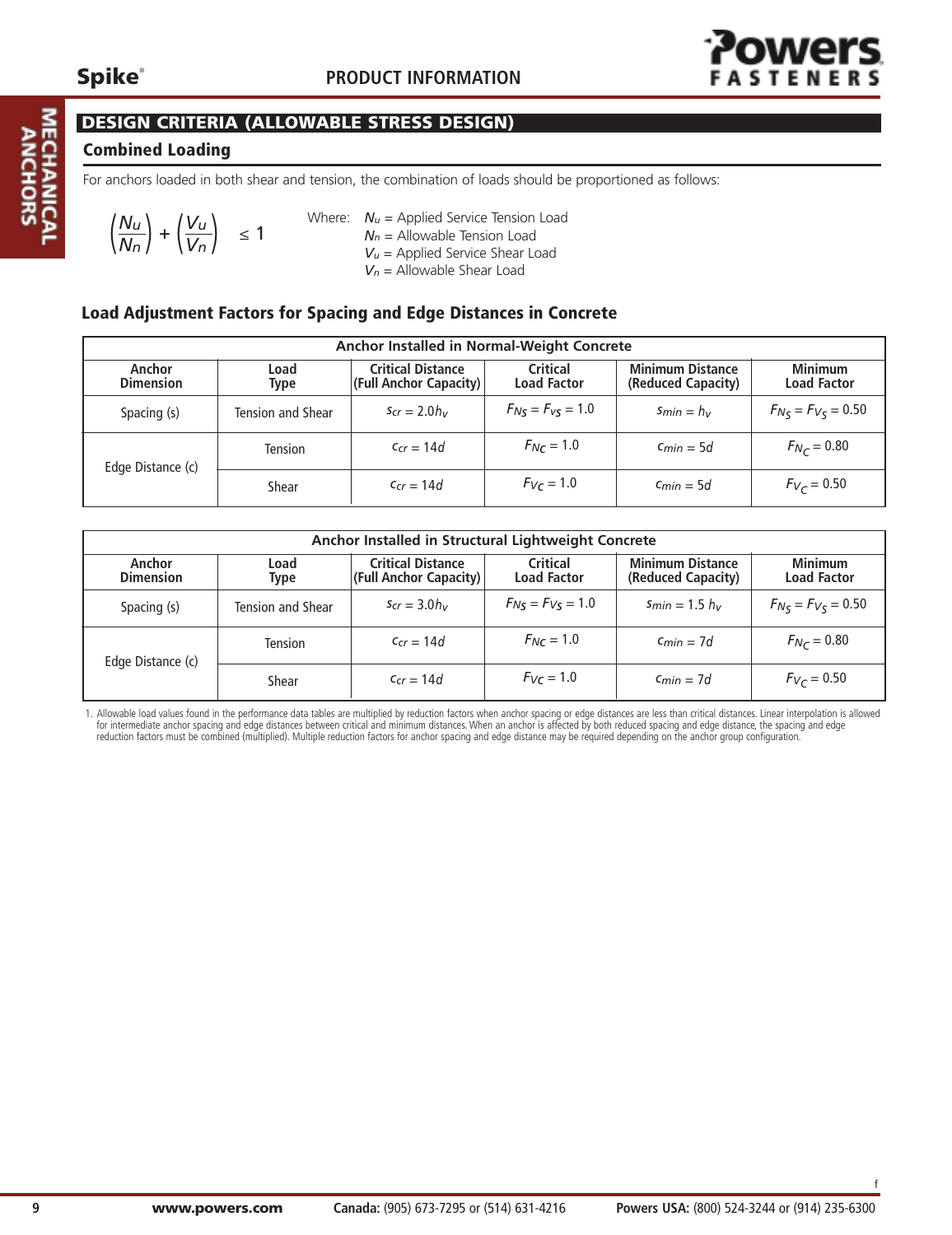## DESIGN CRITERIA (ALLOWABLE STRESS DESIGN)

### Combined Loading

For anchors loaded in both shear and tension, the combination of loads should be proportioned as follows:

$$\left(\frac{N_u}{N_n}\right) + \left(\frac{V_u}{V_n}\right) \leq 1$$

Where:
- $N_u$ = Applied Service Tension Load
- $N_n$ = Allowable Tension Load
- $V_u$ = Applied Service Shear Load
- $V_n$ = Allowable Shear Load

### Load Adjustment Factors for Spacing and Edge Distances in Concrete

| Anchor Installed in Normal-Weight Concrete | | | | | |
|---|---|---|---|---|---|
| Anchor Dimension | Load Type | Critical Distance (Full Anchor Capacity) | Critical Load Factor | Minimum Distance (Reduced Capacity) | Minimum Load Factor |
| Spacing (s) | Tension and Shear | $s_{cr} = 2.0h_v$ | $F_{NS} = F_{VS} = 1.0$ | $s_{min} = h_v$ | $F_{N_S} = F_{V_S} = 0.50$ |
| Edge Distance (c) | Tension | $c_{cr} = 14d$ | $F_{NC} = 1.0$ | $c_{min} = 5d$ | $F_{N_C} = 0.80$ |
| | Shear | $c_{cr} = 14d$ | $F_{VC} = 1.0$ | $c_{min} = 5d$ | $F_{V_C} = 0.50$ |

| Anchor Installed in Structural Lightweight Concrete | | | | | |
|---|---|---|---|---|---|
| Anchor Dimension | Load Type | Critical Distance (Full Anchor Capacity) | Critical Load Factor | Minimum Distance (Reduced Capacity) | Minimum Load Factor |
| Spacing (s) | Tension and Shear | $s_{cr} = 3.0h_v$ | $F_{NS} = F_{VS} = 1.0$ | $s_{min} = 1.5\ h_v$ | $F_{N_S} = F_{V_S} = 0.50$ |
| Edge Distance (c) | Tension | $c_{cr} = 14d$ | $F_{NC} = 1.0$ | $c_{min} = 7d$ | $F_{N_C} = 0.80$ |
| | Shear | $c_{cr} = 14d$ | $F_{VC} = 1.0$ | $c_{min} = 7d$ | $F_{V_C} = 0.50$ |

1. Allowable load values found in the performance data tables are multiplied by reduction factors when anchor spacing or edge distances are less than critical distances. Linear interpolation is allowed for intermediate anchor spacing and edge distances between critical and minimum distances. When an anchor is affected by both reduced spacing and edge distance, the spacing and edge reduction factors must be combined (multiplied). Multiple reduction factors for anchor spacing and edge distance may be required depending on the anchor group configuration.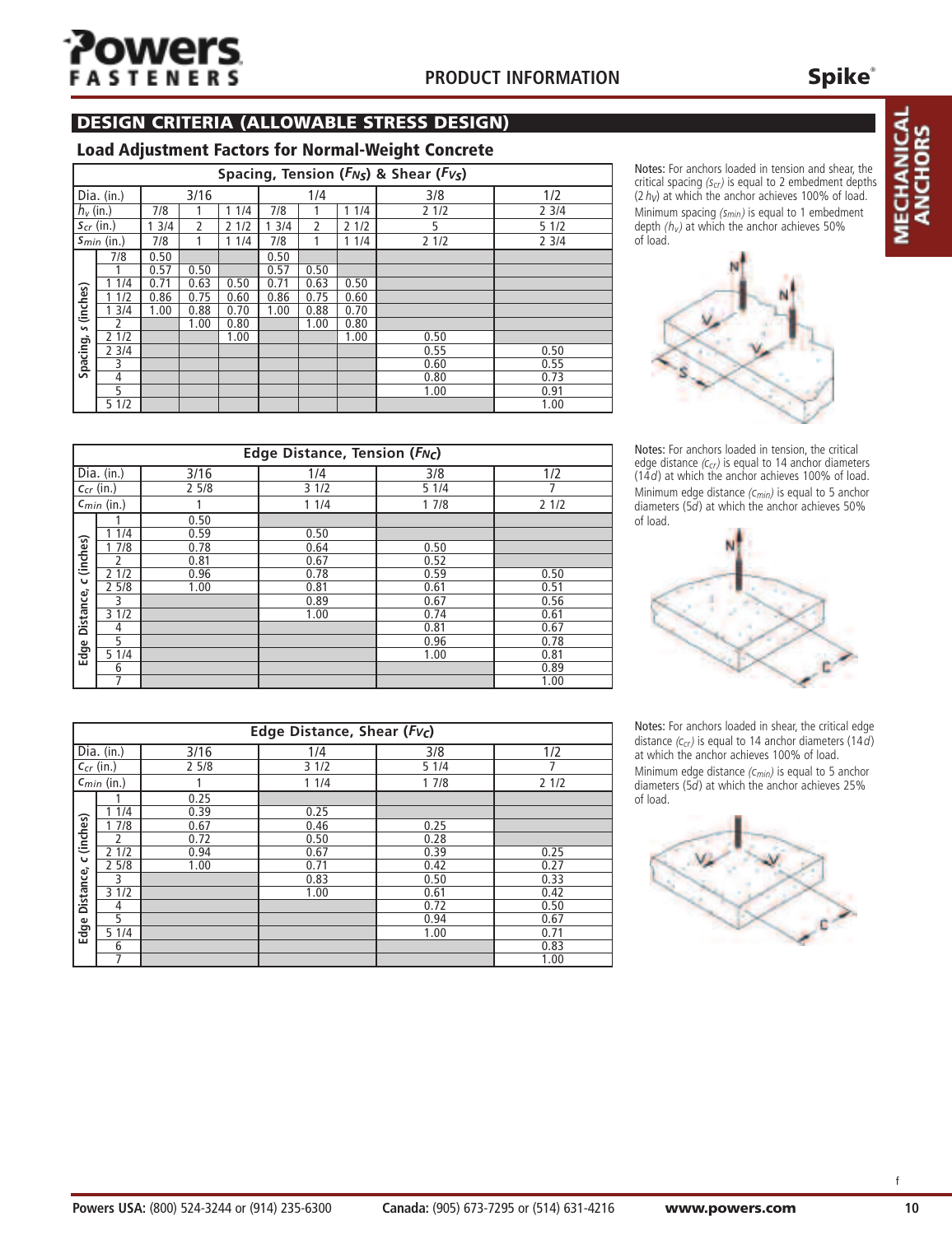## DESIGN CRITERIA (ALLOWABLE STRESS DESIGN)

### Load Adjustment Factors for Normal-Weight Concrete

| Spacing, Tension ($F_{NS}$) & Shear ($F_{VS}$) | | | | | | | | | |
|---|---|---|---|---|---|---|---|---|---|
| Dia. (in.) | | 3/16 | | | 1/4 | | | 3/8 | 1/2 |
| $h_v$ (in.) | | 7/8 | 1 | 1 1/4 | 7/8 | 1 | 1 1/4 | 2 1/2 | 2 3/4 |
| $s_{cr}$ (in.) | | 1 3/4 | 2 | 2 1/2 | 1 3/4 | 2 | 2 1/2 | 5 | 5 1/2 |
| $s_{min}$ (in.) | | 7/8 | 1 | 1 1/4 | 7/8 | 1 | 1 1/4 | 2 1/2 | 2 3/4 |
| Spacing, s (inches) | 7/8 | 0.50 | | | 0.50 | | | | |
| | 1 | 0.57 | 0.50 | | 0.57 | 0.50 | | | |
| | 1 1/4 | 0.71 | 0.63 | 0.50 | 0.71 | 0.63 | 0.50 | | |
| | 1 1/2 | 0.86 | 0.75 | 0.60 | 0.86 | 0.75 | 0.60 | | |
| | 1 3/4 | 1.00 | 0.88 | 0.70 | 1.00 | 0.88 | 0.70 | | |
| | 2 | | 1.00 | 0.80 | | 1.00 | 0.80 | | |
| | 2 1/2 | | | 1.00 | | | 1.00 | 0.50 | |
| | 2 3/4 | | | | | | | 0.55 | 0.50 |
| | 3 | | | | | | | 0.60 | 0.55 |
| | 4 | | | | | | | 0.80 | 0.73 |
| | 5 | | | | | | | 1.00 | 0.91 |
| | 5 1/2 | | | | | | | | 1.00 |

Notes: For anchors loaded in tension and shear, the critical spacing ($s_{cr}$) is equal to 2 embedment depths ($2h_V$) at which the anchor achieves 100% of load. Minimum spacing ($s_{min}$) is equal to 1 embedment depth ($h_v$) at which the anchor achieves 50% of load.

| Edge Distance, Tension ($F_{NC}$) | | | | | |
|---|---|---|---|---|---|
| Dia. (in.) | | 3/16 | 1/4 | 3/8 | 1/2 |
| $c_{cr}$ (in.) | | 2 5/8 | 3 1/2 | 5 1/4 | 7 |
| $c_{min}$ (in.) | | 1 | 1 1/4 | 1 7/8 | 2 1/2 |
| Edge Distance, c (inches) | 1 | 0.50 | | | |
| | 1 1/4 | 0.59 | 0.50 | | |
| | 1 7/8 | 0.78 | 0.64 | 0.50 | |
| | 2 | 0.81 | 0.67 | 0.52 | |
| | 2 1/2 | 0.96 | 0.78 | 0.59 | 0.50 |
| | 2 5/8 | 1.00 | 0.81 | 0.61 | 0.51 |
| | 3 | | 0.89 | 0.67 | 0.56 |
| | 3 1/2 | | 1.00 | 0.74 | 0.61 |
| | 4 | | | 0.81 | 0.67 |
| | 5 | | | 0.96 | 0.78 |
| | 5 1/4 | | | 1.00 | 0.81 |
| | 6 | | | | 0.89 |
| | 7 | | | | 1.00 |

Notes: For anchors loaded in tension, the critical edge distance ($c_{cr}$) is equal to 14 anchor diameters ($14d$) at which the anchor achieves 100% of load. Minimum edge distance ($c_{min}$) is equal to 5 anchor diameters ($5d$) at which the anchor achieves 50% of load.

| Edge Distance, Shear ($F_{VC}$) | | | | | |
|---|---|---|---|---|---|
| Dia. (in.) | | 3/16 | 1/4 | 3/8 | 1/2 |
| $c_{cr}$ (in.) | | 2 5/8 | 3 1/2 | 5 1/4 | 7 |
| $c_{min}$ (in.) | | 1 | 1 1/4 | 1 7/8 | 2 1/2 |
| Edge Distance, c (inches) | 1 | 0.25 | | | |
| | 1 1/4 | 0.39 | 0.25 | | |
| | 1 7/8 | 0.67 | 0.46 | 0.25 | |
| | 2 | 0.72 | 0.50 | 0.28 | |
| | 2 1/2 | 0.94 | 0.67 | 0.39 | 0.25 |
| | 2 5/8 | 1.00 | 0.71 | 0.42 | 0.27 |
| | 3 | | 0.83 | 0.50 | 0.33 |
| | 3 1/2 | | 1.00 | 0.61 | 0.42 |
| | 4 | | | 0.72 | 0.50 |
| | 5 | | | 0.94 | 0.67 |
| | 5 1/4 | | | 1.00 | 0.71 |
| | 6 | | | | 0.83 |
| | 7 | | | | 1.00 |

Notes: For anchors loaded in shear, the critical edge distance ($c_{cr}$) is equal to 14 anchor diameters ($14d$) at which the anchor achieves 100% of load. Minimum edge distance ($c_{min}$) is equal to 5 anchor diameters ($5d$) at which the anchor achieves 25% of load.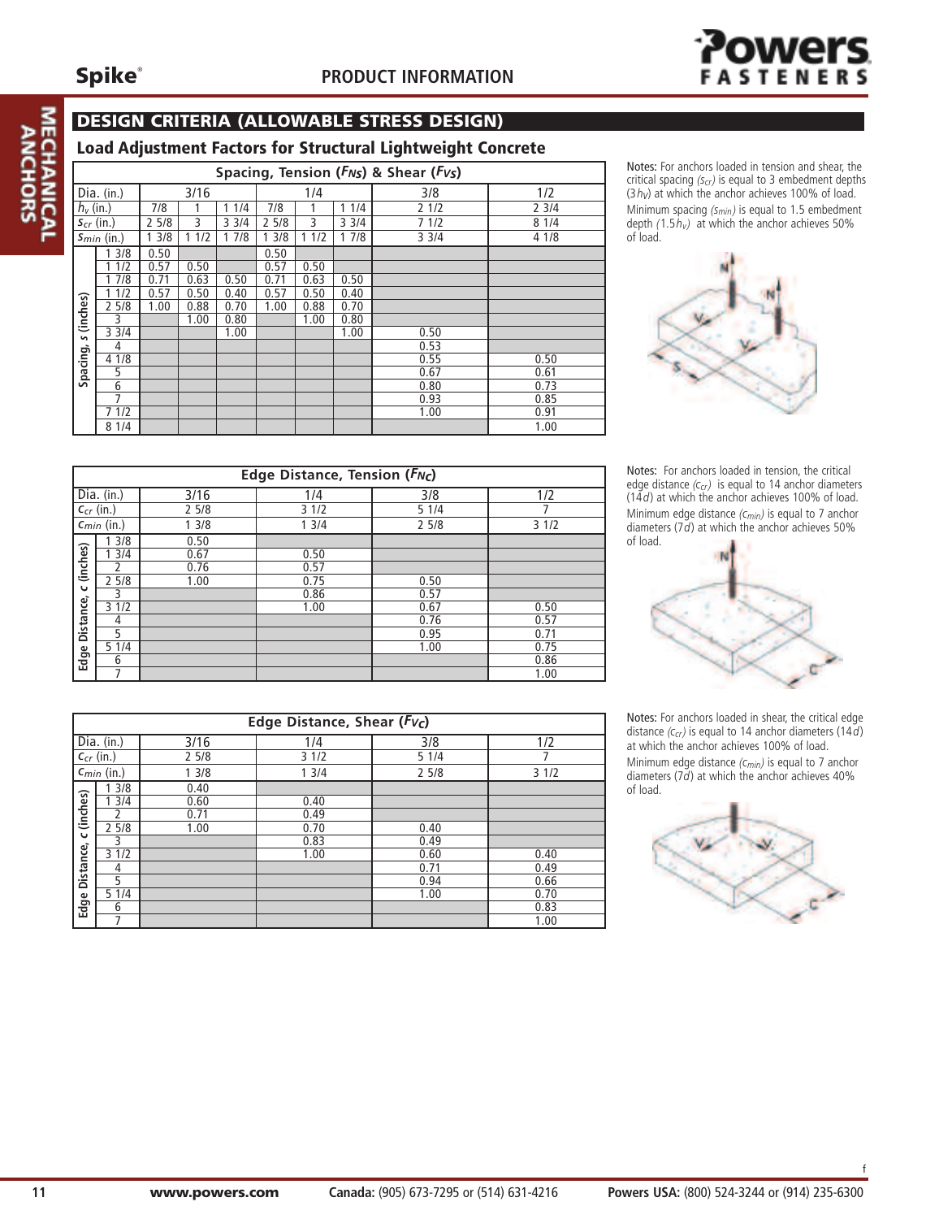## DESIGN CRITERIA (ALLOWABLE STRESS DESIGN)

### Load Adjustment Factors for Structural Lightweight Concrete

| Spacing, Tension ($F_{NS}$) & Shear ($F_{VS}$) | | | | | | | | | |
|---|---|---|---|---|---|---|---|---|---|
| Dia. (in.) | | 3/16 | | | 1/4 | | | 3/8 | 1/2 |
| $h_v$ (in.) | | 7/8 | 1 | 1 1/4 | 7/8 | 1 | 1 1/4 | 2 1/2 | 2 3/4 |
| $s_{cr}$ (in.) | | 2 5/8 | 3 | 3 3/4 | 2 5/8 | 3 | 3 3/4 | 7 1/2 | 8 1/4 |
| $s_{min}$ (in.) | | 1 3/8 | 1 1/2 | 1 7/8 | 1 3/8 | 1 1/2 | 1 7/8 | 3 3/4 | 4 1/8 |
| Spacing, s (inches) | 1 3/8 | 0.50 | | | 0.50 | | | | |
| | 1 1/2 | 0.57 | 0.50 | | 0.57 | 0.50 | | | |
| | 1 7/8 | 0.71 | 0.63 | 0.50 | 0.71 | 0.63 | 0.50 | | |
| | 1 1/2 | 0.57 | 0.50 | 0.40 | 0.57 | 0.50 | 0.40 | | |
| | 2 5/8 | 1.00 | 0.88 | 0.70 | 1.00 | 0.88 | 0.70 | | |
| | 3 | | 1.00 | 0.80 | | 1.00 | 0.80 | | |
| | 3 3/4 | | | 1.00 | | | 1.00 | 0.50 | |
| | 4 | | | | | | | 0.53 | |
| | 4 1/8 | | | | | | | 0.55 | 0.50 |
| | 5 | | | | | | | 0.67 | 0.61 |
| | 6 | | | | | | | 0.80 | 0.73 |
| | 7 | | | | | | | 0.93 | 0.85 |
| | 7 1/2 | | | | | | | 1.00 | 0.91 |
| | 8 1/4 | | | | | | | | 1.00 |

Notes: For anchors loaded in tension and shear, the critical spacing ($s_{cr}$) is equal to 3 embedment depths ($3h_V$) at which the anchor achieves 100% of load.

Minimum spacing ($s_{min}$) is equal to 1.5 embedment depth ($1.5h_V$) at which the anchor achieves 50% of load.

| Edge Distance, Tension ($F_{NC}$) | | | | | |
|---|---|---|---|---|---|
| Dia. (in.) | | 3/16 | 1/4 | 3/8 | 1/2 |
| $c_{cr}$ (in.) | | 2 5/8 | 3 1/2 | 5 1/4 | 7 |
| $c_{min}$ (in.) | | 1 3/8 | 1 3/4 | 2 5/8 | 3 1/2 |
| Edge Distance, c (inches) | 1 3/8 | 0.50 | | | |
| | 1 3/4 | 0.67 | 0.50 | | |
| | 2 | 0.76 | 0.57 | | |
| | 2 5/8 | 1.00 | 0.75 | 0.50 | |
| | 3 | | 0.86 | 0.57 | |
| | 3 1/2 | | 1.00 | 0.67 | 0.50 |
| | 4 | | | 0.76 | 0.57 |
| | 5 | | | 0.95 | 0.71 |
| | 5 1/4 | | | 1.00 | 0.75 |
| | 6 | | | | 0.86 |
| | 7 | | | | 1.00 |

Notes: For anchors loaded in tension, the critical edge distance ($c_{cr}$) is equal to 14 anchor diameters ($14d$) at which the anchor achieves 100% of load.

Minimum edge distance ($c_{min}$) is equal to 7 anchor diameters ($7d$) at which the anchor achieves 50% of load.

| Edge Distance, Shear ($F_{VC}$) | | | | | |
|---|---|---|---|---|---|
| Dia. (in.) | | 3/16 | 1/4 | 3/8 | 1/2 |
| $c_{cr}$ (in.) | | 2 5/8 | 3 1/2 | 5 1/4 | 7 |
| $c_{min}$ (in.) | | 1 3/8 | 1 3/4 | 2 5/8 | 3 1/2 |
| Edge Distance, c (inches) | 1 3/8 | 0.40 | | | |
| | 1 3/4 | 0.60 | 0.40 | | |
| | 2 | 0.71 | 0.49 | | |
| | 2 5/8 | 1.00 | 0.70 | 0.40 | |
| | 3 | | 0.83 | 0.49 | |
| | 3 1/2 | | 1.00 | 0.60 | 0.40 |
| | 4 | | | 0.71 | 0.49 |
| | 5 | | | 0.94 | 0.66 |
| | 5 1/4 | | | 1.00 | 0.70 |
| | 6 | | | | 0.83 |
| | 7 | | | | 1.00 |

Notes: For anchors loaded in shear, the critical edge distance ($c_{cr}$) is equal to 14 anchor diameters ($14d$) at which the anchor achieves 100% of load.

Minimum edge distance ($c_{min}$) is equal to 7 anchor diameters ($7d$) at which the anchor achieves 40% of load.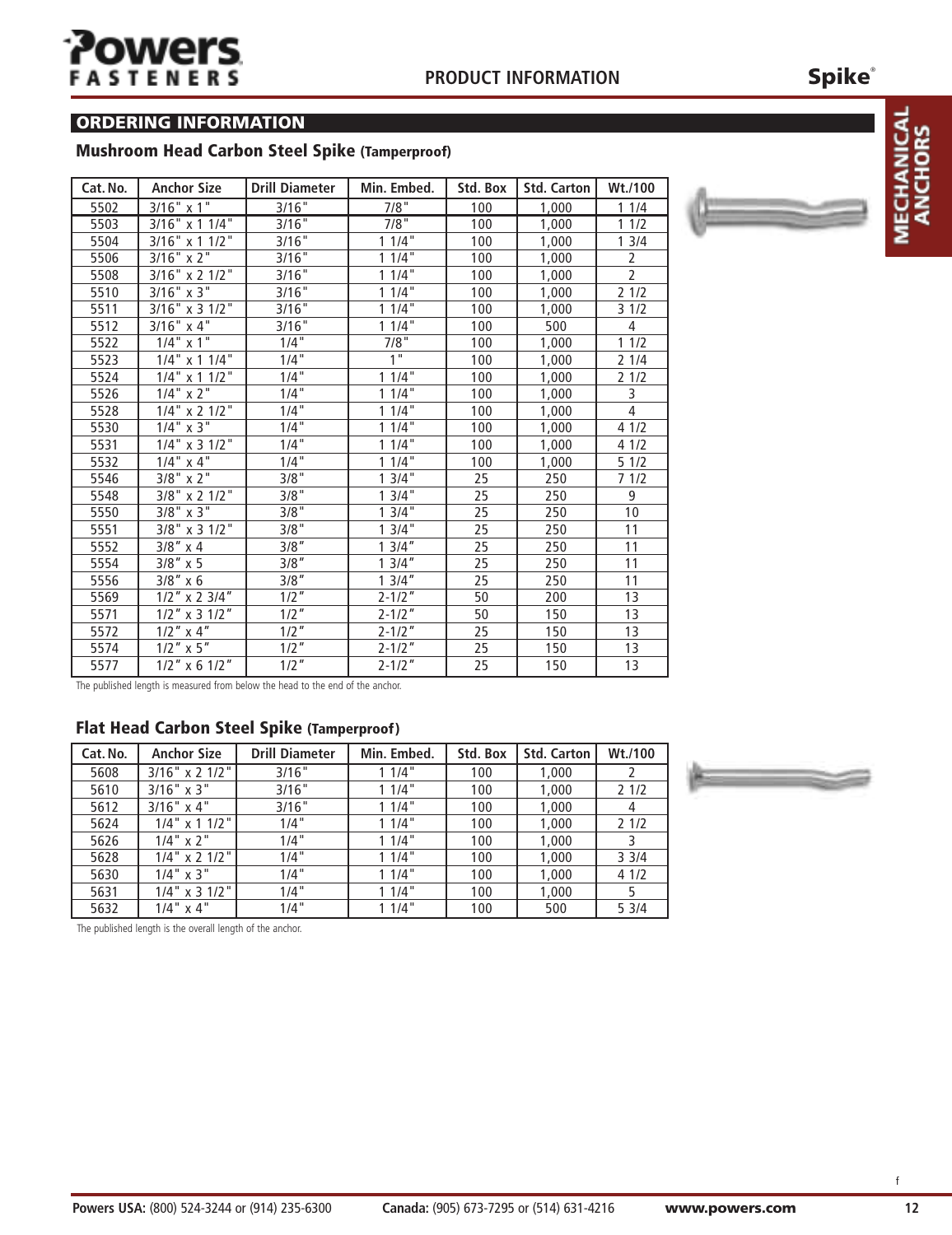## ORDERING INFORMATION

### Mushroom Head Carbon Steel Spike (Tamperproof)

| Cat. No. | Anchor Size | Drill Diameter | Min. Embed. | Std. Box | Std. Carton | Wt./100 |
|---|---|---|---|---|---|---|
| 5502 | 3/16" x 1" | 3/16" | 7/8" | 100 | 1,000 | 1 1/4 |
| 5503 | 3/16" x 1 1/4" | 3/16" | 7/8" | 100 | 1,000 | 1 1/2 |
| 5504 | 3/16" x 1 1/2" | 3/16" | 1 1/4" | 100 | 1,000 | 1 3/4 |
| 5506 | 3/16" x 2" | 3/16" | 1 1/4" | 100 | 1,000 | 2 |
| 5508 | 3/16" x 2 1/2" | 3/16" | 1 1/4" | 100 | 1,000 | 2 |
| 5510 | 3/16" x 3" | 3/16" | 1 1/4" | 100 | 1,000 | 2 1/2 |
| 5511 | 3/16" x 3 1/2" | 3/16" | 1 1/4" | 100 | 1,000 | 3 1/2 |
| 5512 | 3/16" x 4" | 3/16" | 1 1/4" | 100 | 500 | 4 |
| 5522 | 1/4" x 1" | 1/4" | 7/8" | 100 | 1,000 | 1 1/2 |
| 5523 | 1/4" x 1 1/4" | 1/4" | 1" | 100 | 1,000 | 2 1/4 |
| 5524 | 1/4" x 1 1/2" | 1/4" | 1 1/4" | 100 | 1,000 | 2 1/2 |
| 5526 | 1/4" x 2" | 1/4" | 1 1/4" | 100 | 1,000 | 3 |
| 5528 | 1/4" x 2 1/2" | 1/4" | 1 1/4" | 100 | 1,000 | 4 |
| 5530 | 1/4" x 3" | 1/4" | 1 1/4" | 100 | 1,000 | 4 1/2 |
| 5531 | 1/4" x 3 1/2" | 1/4" | 1 1/4" | 100 | 1,000 | 4 1/2 |
| 5532 | 1/4" x 4" | 1/4" | 1 1/4" | 100 | 1,000 | 5 1/2 |
| 5546 | 3/8" x 2" | 3/8" | 1 3/4" | 25 | 250 | 7 1/2 |
| 5548 | 3/8" x 2 1/2" | 3/8" | 1 3/4" | 25 | 250 | 9 |
| 5550 | 3/8" x 3" | 3/8" | 1 3/4" | 25 | 250 | 10 |
| 5551 | 3/8" x 3 1/2" | 3/8" | 1 3/4" | 25 | 250 | 11 |
| 5552 | 3/8" x 4 | 3/8" | 1 3/4" | 25 | 250 | 11 |
| 5554 | 3/8" x 5 | 3/8" | 1 3/4" | 25 | 250 | 11 |
| 5556 | 3/8" x 6 | 3/8" | 1 3/4" | 25 | 250 | 11 |
| 5569 | 1/2" x 2 3/4" | 1/2" | 2-1/2" | 50 | 200 | 13 |
| 5571 | 1/2" x 3 1/2" | 1/2" | 2-1/2" | 50 | 150 | 13 |
| 5572 | 1/2" x 4" | 1/2" | 2-1/2" | 25 | 150 | 13 |
| 5574 | 1/2" x 5" | 1/2" | 2-1/2" | 25 | 150 | 13 |
| 5577 | 1/2" x 6 1/2" | 1/2" | 2-1/2" | 25 | 150 | 13 |

The published length is measured from below the head to the end of the anchor.

### Flat Head Carbon Steel Spike (Tamperproof)

| Cat. No. | Anchor Size | Drill Diameter | Min. Embed. | Std. Box | Std. Carton | Wt./100 |
|---|---|---|---|---|---|---|
| 5608 | 3/16" x 2 1/2" | 3/16" | 1 1/4" | 100 | 1,000 | 2 |
| 5610 | 3/16" x 3" | 3/16" | 1 1/4" | 100 | 1,000 | 2 1/2 |
| 5612 | 3/16" x 4" | 3/16" | 1 1/4" | 100 | 1,000 | 4 |
| 5624 | 1/4" x 1 1/2" | 1/4" | 1 1/4" | 100 | 1,000 | 2 1/2 |
| 5626 | 1/4" x 2" | 1/4" | 1 1/4" | 100 | 1,000 | 3 |
| 5628 | 1/4" x 2 1/2" | 1/4" | 1 1/4" | 100 | 1,000 | 3 3/4 |
| 5630 | 1/4" x 3" | 1/4" | 1 1/4" | 100 | 1,000 | 4 1/2 |
| 5631 | 1/4" x 3 1/2" | 1/4" | 1 1/4" | 100 | 1,000 | 5 |
| 5632 | 1/4" x 4" | 1/4" | 1 1/4" | 100 | 500 | 5 3/4 |

The published length is the overall length of the anchor.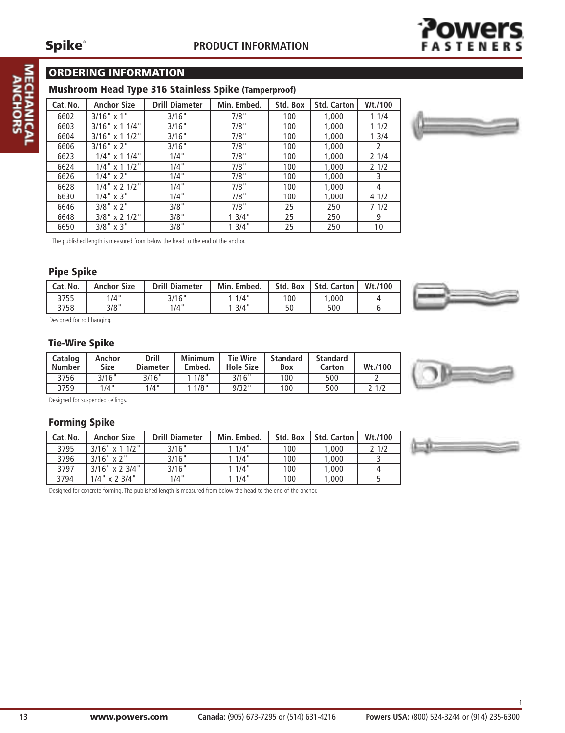## ORDERING INFORMATION

### Mushroom Head Type 316 Stainless Spike (Tamperproof)

| Cat. No. | Anchor Size | Drill Diameter | Min. Embed. | Std. Box | Std. Carton | Wt./100 |
|---|---|---|---|---|---|---|
| 6602 | 3/16" x 1" | 3/16" | 7/8" | 100 | 1,000 | 1 1/4 |
| 6603 | 3/16" x 1 1/4" | 3/16" | 7/8" | 100 | 1,000 | 1 1/2 |
| 6604 | 3/16" x 1 1/2" | 3/16" | 7/8" | 100 | 1,000 | 1 3/4 |
| 6606 | 3/16" x 2" | 3/16" | 7/8" | 100 | 1,000 | 2 |
| 6623 | 1/4" x 1 1/4" | 1/4" | 7/8" | 100 | 1,000 | 2 1/4 |
| 6624 | 1/4" x 1 1/2" | 1/4" | 7/8" | 100 | 1,000 | 2 1/2 |
| 6626 | 1/4" x 2" | 1/4" | 7/8" | 100 | 1,000 | 3 |
| 6628 | 1/4" x 2 1/2" | 1/4" | 7/8" | 100 | 1,000 | 4 |
| 6630 | 1/4" x 3" | 1/4" | 7/8" | 100 | 1,000 | 4 1/2 |
| 6646 | 3/8" x 2" | 3/8" | 7/8" | 25 | 250 | 7 1/2 |
| 6648 | 3/8" x 2 1/2" | 3/8" | 1 3/4" | 25 | 250 | 9 |
| 6650 | 3/8" x 3" | 3/8" | 1 3/4" | 25 | 250 | 10 |

The published length is measured from below the head to the end of the anchor.

### Pipe Spike

| Cat. No. | Anchor Size | Drill Diameter | Min. Embed. | Std. Box | Std. Carton | Wt./100 |
|---|---|---|---|---|---|---|
| 3755 | 1/4" | 3/16" | 1 1/4" | 100 | 1,000 | 4 |
| 3758 | 3/8" | 1/4" | 1 3/4" | 50 | 500 | 6 |

Designed for rod hanging.

### Tie-Wire Spike

| Catalog Number | Anchor Size | Drill Diameter | Minimum Embed. | Tie Wire Hole Size | Standard Box | Standard Carton | Wt./100 |
|---|---|---|---|---|---|---|---|
| 3756 | 3/16" | 3/16" | 1 1/8" | 3/16" | 100 | 500 | 2 |
| 3759 | 1/4" | 1/4" | 1 1/8" | 9/32" | 100 | 500 | 2 1/2 |

Designed for suspended ceilings.

### Forming Spike

| Cat. No. | Anchor Size | Drill Diameter | Min. Embed. | Std. Box | Std. Carton | Wt./100 |
|---|---|---|---|---|---|---|
| 3795 | 3/16" x 1 1/2" | 3/16" | 1 1/4" | 100 | 1,000 | 2 1/2 |
| 3796 | 3/16" x 2" | 3/16" | 1 1/4" | 100 | 1,000 | 3 |
| 3797 | 3/16" x 2 3/4" | 3/16" | 1 1/4" | 100 | 1,000 | 4 |
| 3794 | 1/4" x 2 3/4" | 1/4" | 1 1/4" | 100 | 1,000 | 5 |

Designed for concrete forming. The published length is measured from below the head to the end of the anchor.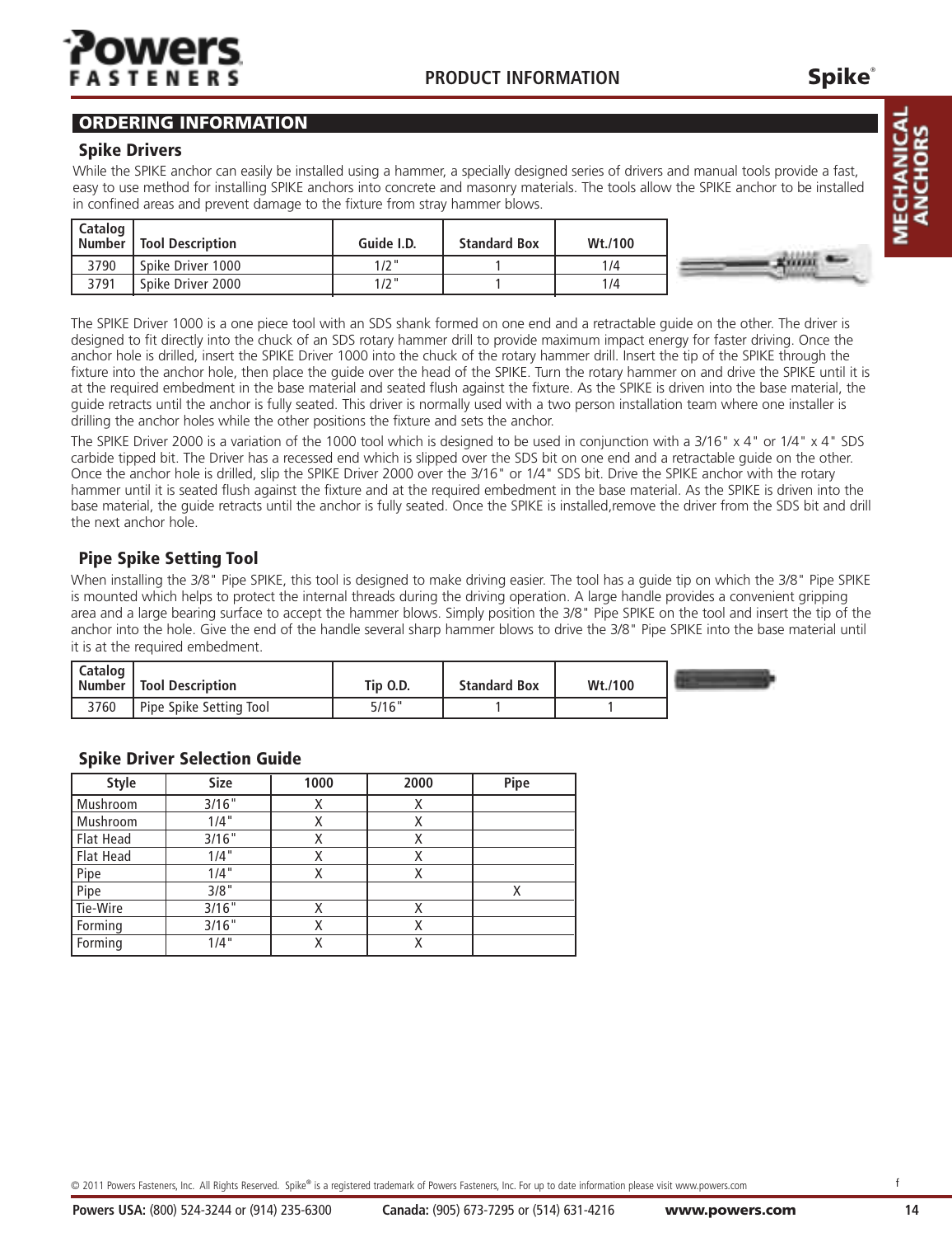## ORDERING INFORMATION

### Spike Drivers

While the SPIKE anchor can easily be installed using a hammer, a specially designed series of drivers and manual tools provide a fast, easy to use method for installing SPIKE anchors into concrete and masonry materials. The tools allow the SPIKE anchor to be installed in confined areas and prevent damage to the fixture from stray hammer blows.

| Catalog Number | Tool Description | Guide I.D. | Standard Box | Wt./100 |
|---|---|---|---|---|
| 3790 | Spike Driver 1000 | 1/2" | 1 | 1/4 |
| 3791 | Spike Driver 2000 | 1/2" | 1 | 1/4 |

The SPIKE Driver 1000 is a one piece tool with an SDS shank formed on one end and a retractable guide on the other. The driver is designed to fit directly into the chuck of an SDS rotary hammer drill to provide maximum impact energy for faster driving. Once the anchor hole is drilled, insert the SPIKE Driver 1000 into the chuck of the rotary hammer drill. Insert the tip of the SPIKE through the fixture into the anchor hole, then place the guide over the head of the SPIKE. Turn the rotary hammer on and drive the SPIKE until it is at the required embedment in the base material and seated flush against the fixture. As the SPIKE is driven into the base material, the guide retracts until the anchor is fully seated. This driver is normally used with a two person installation team where one installer is drilling the anchor holes while the other positions the fixture and sets the anchor.

The SPIKE Driver 2000 is a variation of the 1000 tool which is designed to be used in conjunction with a 3/16" x 4" or 1/4" x 4" SDS carbide tipped bit. The Driver has a recessed end which is slipped over the SDS bit on one end and a retractable guide on the other. Once the anchor hole is drilled, slip the SPIKE Driver 2000 over the 3/16" or 1/4" SDS bit. Drive the SPIKE anchor with the rotary hammer until it is seated flush against the fixture and at the required embedment in the base material. As the SPIKE is driven into the base material, the guide retracts until the anchor is fully seated. Once the SPIKE is installed,remove the driver from the SDS bit and drill the next anchor hole.

### Pipe Spike Setting Tool

When installing the 3/8" Pipe SPIKE, this tool is designed to make driving easier. The tool has a guide tip on which the 3/8" Pipe SPIKE is mounted which helps to protect the internal threads during the driving operation. A large handle provides a convenient gripping area and a large bearing surface to accept the hammer blows. Simply position the 3/8" Pipe SPIKE on the tool and insert the tip of the anchor into the hole. Give the end of the handle several sharp hammer blows to drive the 3/8" Pipe SPIKE into the base material until it is at the required embedment.

| Catalog Number | Tool Description | Tip O.D. | Standard Box | Wt./100 |
|---|---|---|---|---|
| 3760 | Pipe Spike Setting Tool | 5/16" | 1 | 1 |

### Spike Driver Selection Guide

| Style | Size | 1000 | 2000 | Pipe |
|---|---|---|---|---|
| Mushroom | 3/16" | X | X | |
| Mushroom | 1/4" | X | X | |
| Flat Head | 3/16" | X | X | |
| Flat Head | 1/4" | X | X | |
| Pipe | 1/4" | X | X | |
| Pipe | 3/8" | | | X |
| Tie-Wire | 3/16" | X | X | |
| Forming | 3/16" | X | X | |
| Forming | 1/4" | X | X | |

© 2011 Powers Fasteners, Inc. All Rights Reserved. Spike® is a registered trademark of Powers Fasteners, Inc. For up to date information please visit www.powers.com